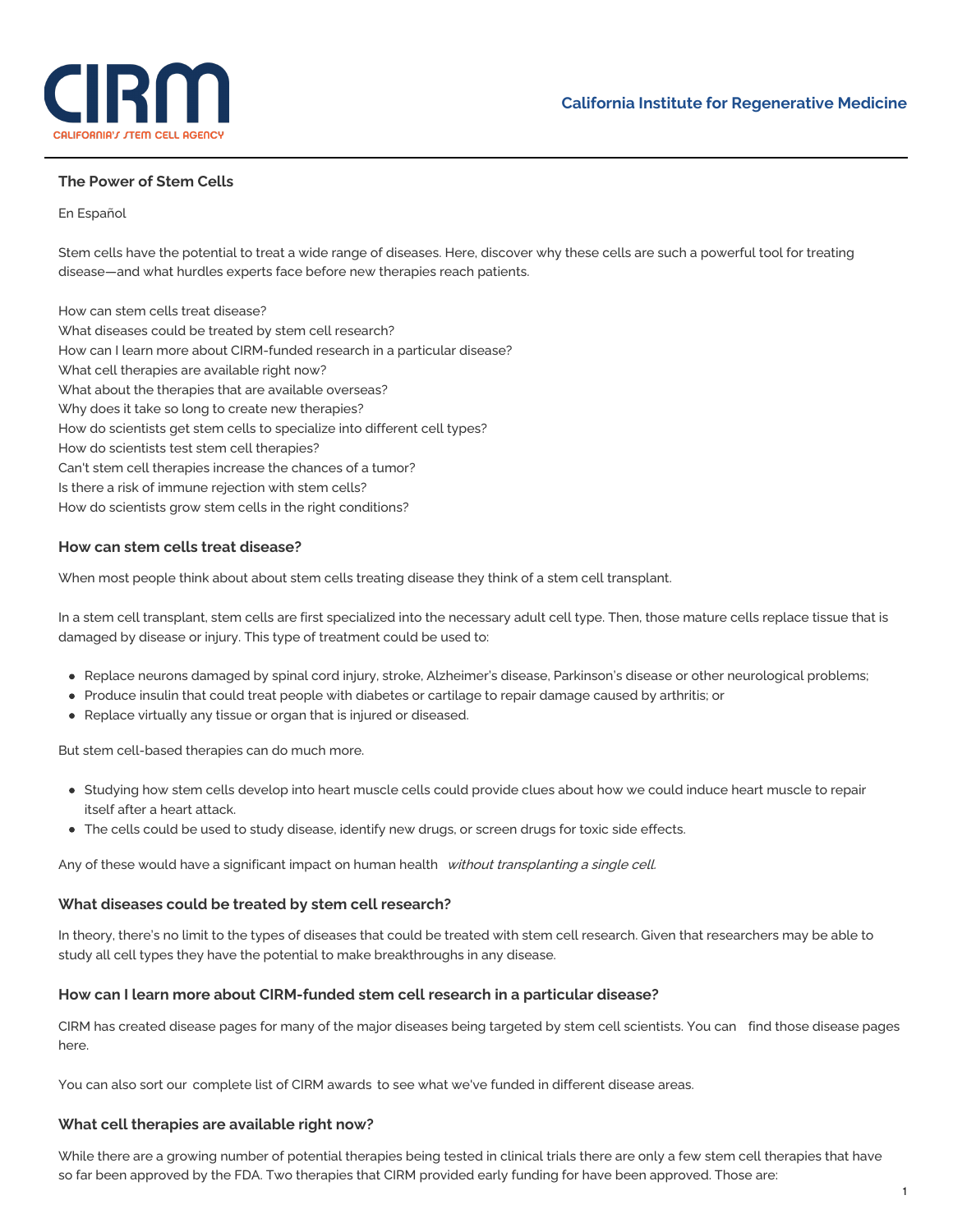California Institute for Regenerative Medicine

## The Power of Stem Cells

En Español

Stem cells have the potential to treat a wide range of diseases. Here, discover why these cells are such a powerful tool for treating disease—and what hurdles experts face before new therapies reach patients.

How can stem cells treat disease?
What diseases could be treated by stem cell research?
How can I learn more about CIRM-funded research in a particular disease?
What cell therapies are available right now?
What about the therapies that are available overseas?
Why does it take so long to create new therapies?
How do scientists get stem cells to specialize into different cell types?
How do scientists test stem cell therapies?
Can't stem cell therapies increase the chances of a tumor?
Is there a risk of immune rejection with stem cells?
How do scientists grow stem cells in the right conditions?

### How can stem cells treat disease?

When most people think about about stem cells treating disease they think of a stem cell transplant.

In a stem cell transplant, stem cells are first specialized into the necessary adult cell type. Then, those mature cells replace tissue that is damaged by disease or injury. This type of treatment could be used to:

- Replace neurons damaged by spinal cord injury, stroke, Alzheimer's disease, Parkinson's disease or other neurological problems;
- Produce insulin that could treat people with diabetes or cartilage to repair damage caused by arthritis; or
- Replace virtually any tissue or organ that is injured or diseased.

But stem cell-based therapies can do much more.

- Studying how stem cells develop into heart muscle cells could provide clues about how we could induce heart muscle to repair itself after a heart attack.
- The cells could be used to study disease, identify new drugs, or screen drugs for toxic side effects.

Any of these would have a significant impact on human health *without transplanting a single cell.*

### What diseases could be treated by stem cell research?

In theory, there's no limit to the types of diseases that could be treated with stem cell research. Given that researchers may be able to study all cell types they have the potential to make breakthroughs in any disease.

### How can I learn more about CIRM-funded stem cell research in a particular disease?

CIRM has created disease pages for many of the major diseases being targeted by stem cell scientists. You can find those disease pages here.

You can also sort our complete list of CIRM awards to see what we've funded in different disease areas.

### What cell therapies are available right now?

While there are a growing number of potential therapies being tested in clinical trials there are only a few stem cell therapies that have so far been approved by the FDA. Two therapies that CIRM provided early funding for have been approved. Those are: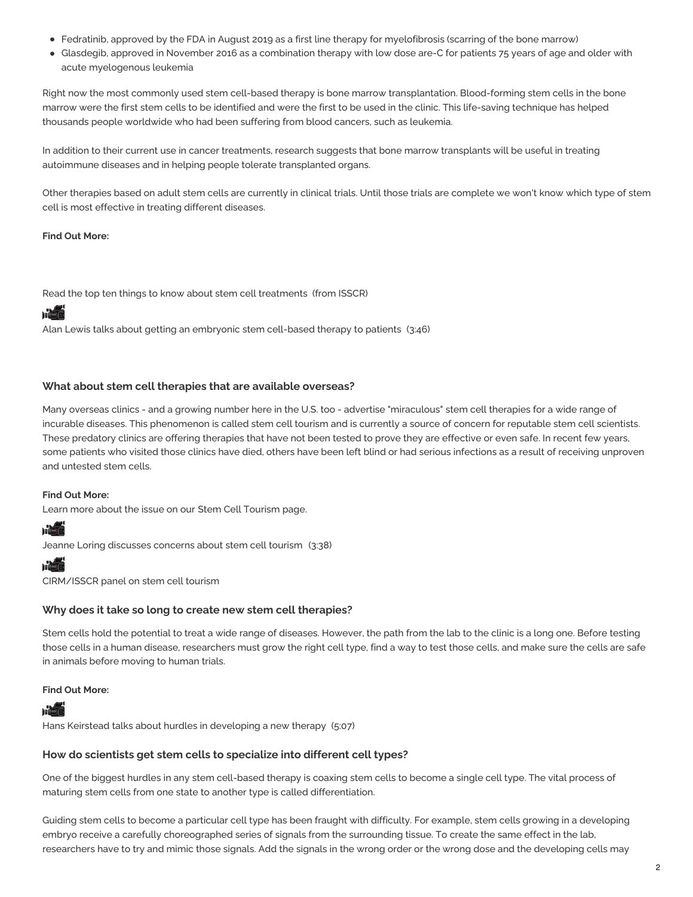- Fedratinib, approved by the FDA in August 2019 as a first line therapy for myelofibrosis (scarring of the bone marrow)
- Glasdegib, approved in November 2016 as a combination therapy with low dose are-C for patients 75 years of age and older with acute myelogenous leukemia

Right now the most commonly used stem cell-based therapy is bone marrow transplantation. Blood-forming stem cells in the bone marrow were the first stem cells to be identified and were the first to be used in the clinic. This life-saving technique has helped thousands people worldwide who had been suffering from blood cancers, such as leukemia.

In addition to their current use in cancer treatments, research suggests that bone marrow transplants will be useful in treating autoimmune diseases and in helping people tolerate transplanted organs.

Other therapies based on adult stem cells are currently in clinical trials. Until those trials are complete we won't know which type of stem cell is most effective in treating different diseases.

**Find Out More:**

Read the top ten things to know about stem cell treatments (from ISSCR)

Alan Lewis talks about getting an embryonic stem cell-based therapy to patients (3:46)

### What about stem cell therapies that are available overseas?

Many overseas clinics - and a growing number here in the U.S. too - advertise "miraculous" stem cell therapies for a wide range of incurable diseases. This phenomenon is called stem cell tourism and is currently a source of concern for reputable stem cell scientists. These predatory clinics are offering therapies that have not been tested to prove they are effective or even safe. In recent few years, some patients who visited those clinics have died, others have been left blind or had serious infections as a result of receiving unproven and untested stem cells.

**Find Out More:**

Learn more about the issue on our Stem Cell Tourism page.

Jeanne Loring discusses concerns about stem cell tourism (3:38)

CIRM/ISSCR panel on stem cell tourism

### Why does it take so long to create new stem cell therapies?

Stem cells hold the potential to treat a wide range of diseases. However, the path from the lab to the clinic is a long one. Before testing those cells in a human disease, researchers must grow the right cell type, find a way to test those cells, and make sure the cells are safe in animals before moving to human trials.

**Find Out More:**

Hans Keirstead talks about hurdles in developing a new therapy (5:07)

### How do scientists get stem cells to specialize into different cell types?

One of the biggest hurdles in any stem cell-based therapy is coaxing stem cells to become a single cell type. The vital process of maturing stem cells from one state to another type is called differentiation.

Guiding stem cells to become a particular cell type has been fraught with difficulty. For example, stem cells growing in a developing embryo receive a carefully choreographed series of signals from the surrounding tissue. To create the same effect in the lab, researchers have to try and mimic those signals. Add the signals in the wrong order or the wrong dose and the developing cells may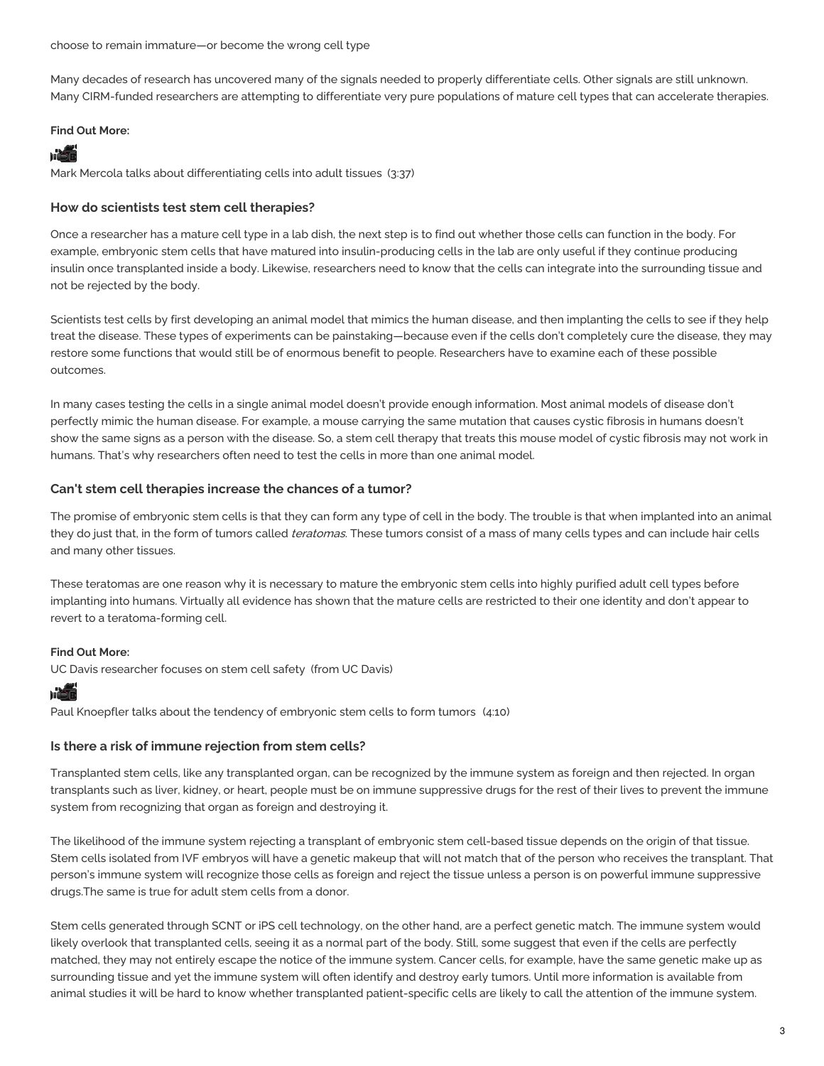choose to remain immature—or become the wrong cell type

Many decades of research has uncovered many of the signals needed to properly differentiate cells. Other signals are still unknown. Many CIRM-funded researchers are attempting to differentiate very pure populations of mature cell types that can accelerate therapies.

**Find Out More:**

Mark Mercola talks about differentiating cells into adult tissues (3:37)

### How do scientists test stem cell therapies?

Once a researcher has a mature cell type in a lab dish, the next step is to find out whether those cells can function in the body. For example, embryonic stem cells that have matured into insulin-producing cells in the lab are only useful if they continue producing insulin once transplanted inside a body. Likewise, researchers need to know that the cells can integrate into the surrounding tissue and not be rejected by the body.

Scientists test cells by first developing an animal model that mimics the human disease, and then implanting the cells to see if they help treat the disease. These types of experiments can be painstaking—because even if the cells don't completely cure the disease, they may restore some functions that would still be of enormous benefit to people. Researchers have to examine each of these possible outcomes.

In many cases testing the cells in a single animal model doesn't provide enough information. Most animal models of disease don't perfectly mimic the human disease. For example, a mouse carrying the same mutation that causes cystic fibrosis in humans doesn't show the same signs as a person with the disease. So, a stem cell therapy that treats this mouse model of cystic fibrosis may not work in humans. That's why researchers often need to test the cells in more than one animal model.

### Can't stem cell therapies increase the chances of a tumor?

The promise of embryonic stem cells is that they can form any type of cell in the body. The trouble is that when implanted into an animal they do just that, in the form of tumors called *teratomas*. These tumors consist of a mass of many cells types and can include hair cells and many other tissues.

These teratomas are one reason why it is necessary to mature the embryonic stem cells into highly purified adult cell types before implanting into humans. Virtually all evidence has shown that the mature cells are restricted to their one identity and don't appear to revert to a teratoma-forming cell.

**Find Out More:**

UC Davis researcher focuses on stem cell safety (from UC Davis)

Paul Knoepfler talks about the tendency of embryonic stem cells to form tumors (4:10)

### Is there a risk of immune rejection from stem cells?

Transplanted stem cells, like any transplanted organ, can be recognized by the immune system as foreign and then rejected. In organ transplants such as liver, kidney, or heart, people must be on immune suppressive drugs for the rest of their lives to prevent the immune system from recognizing that organ as foreign and destroying it.

The likelihood of the immune system rejecting a transplant of embryonic stem cell-based tissue depends on the origin of that tissue. Stem cells isolated from IVF embryos will have a genetic makeup that will not match that of the person who receives the transplant. That person's immune system will recognize those cells as foreign and reject the tissue unless a person is on powerful immune suppressive drugs.The same is true for adult stem cells from a donor.

Stem cells generated through SCNT or iPS cell technology, on the other hand, are a perfect genetic match. The immune system would likely overlook that transplanted cells, seeing it as a normal part of the body. Still, some suggest that even if the cells are perfectly matched, they may not entirely escape the notice of the immune system. Cancer cells, for example, have the same genetic make up as surrounding tissue and yet the immune system will often identify and destroy early tumors. Until more information is available from animal studies it will be hard to know whether transplanted patient-specific cells are likely to call the attention of the immune system.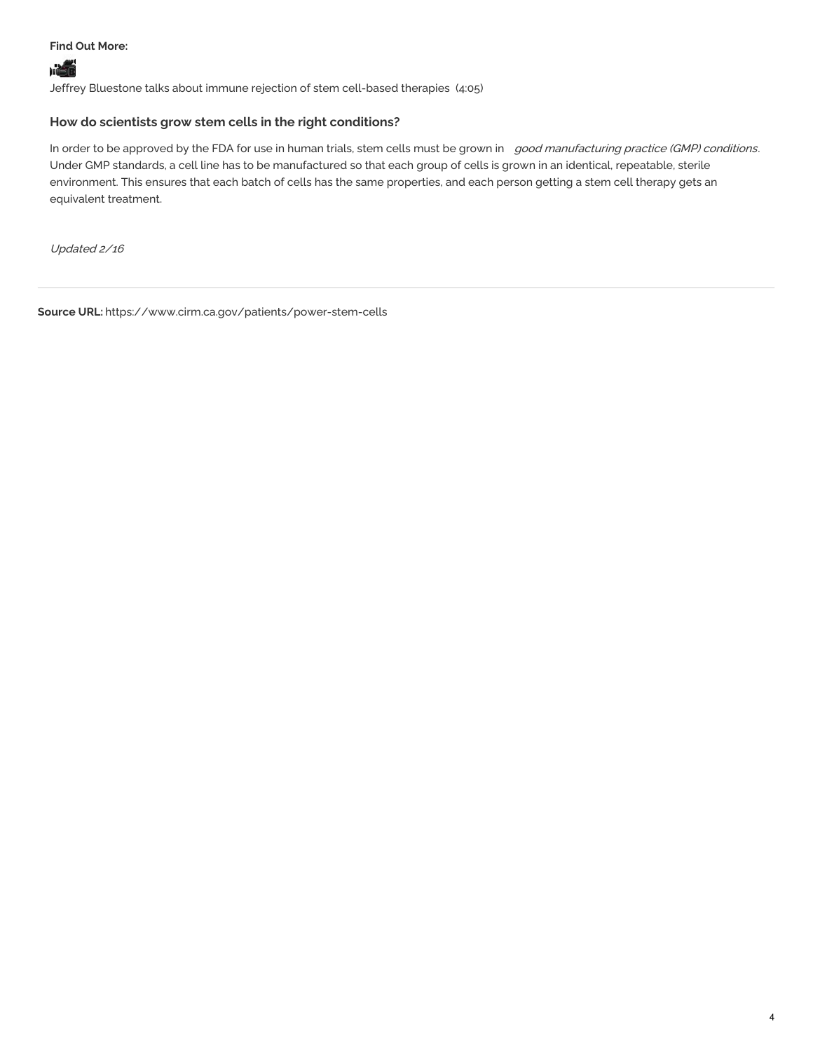**Find Out More:**

Jeffrey Bluestone talks about immune rejection of stem cell-based therapies (4:05)

### How do scientists grow stem cells in the right conditions?

In order to be approved by the FDA for use in human trials, stem cells must be grown in *good manufacturing practice (GMP) conditions*. Under GMP standards, a cell line has to be manufactured so that each group of cells is grown in an identical, repeatable, sterile environment. This ensures that each batch of cells has the same properties, and each person getting a stem cell therapy gets an equivalent treatment.

*Updated 2/16*

---

**Source URL:** https://www.cirm.ca.gov/patients/power-stem-cells